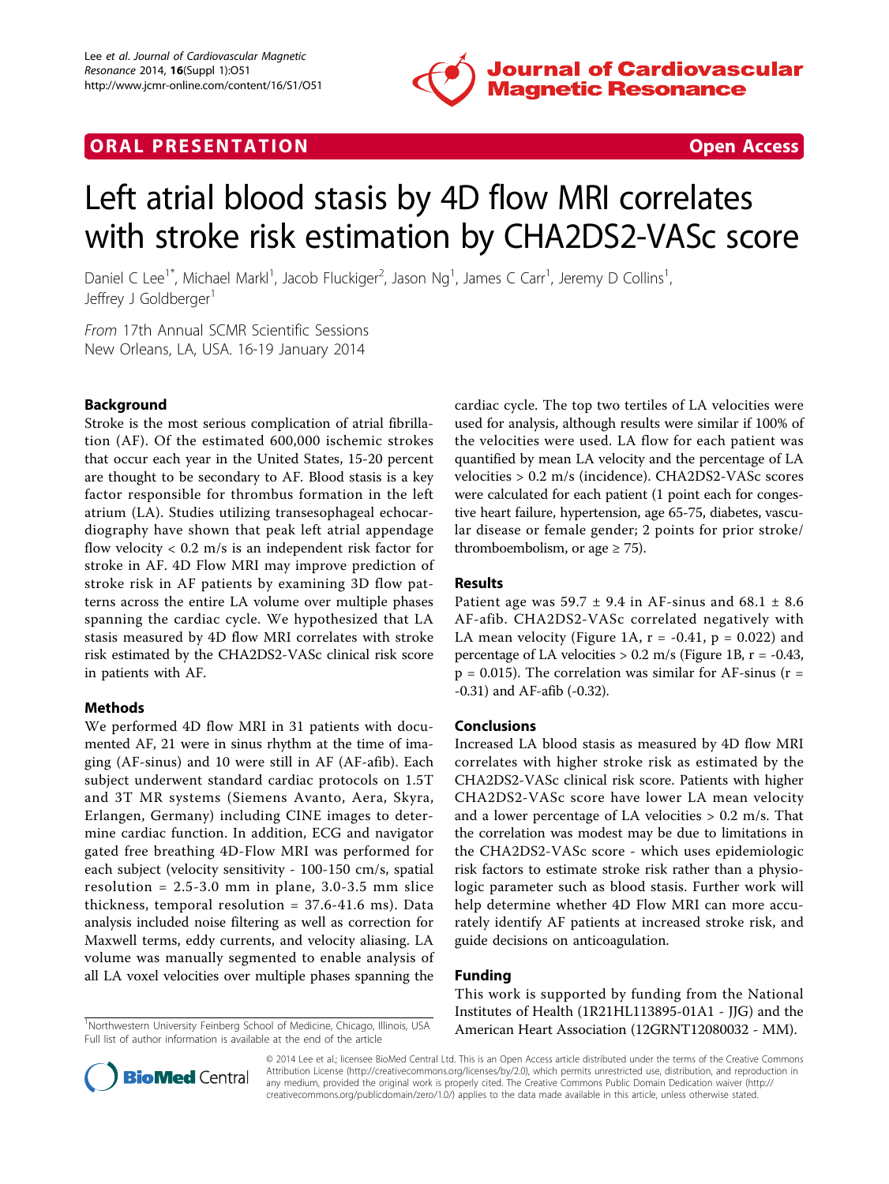ORAL PRESENTATION **Open Access**

# Left atrial blood stasis by 4D flow MRI correlates with stroke risk estimation by CHA2DS2-VASc score

Daniel C Lee[1*], Michael Markl[1], Jacob Fluckiger[2], Jason Ng[1], James C Carr[1], Jeremy D Collins[1], Jeffrey J Goldberger[1]

*From* 17th Annual SCMR Scientific Sessions
New Orleans, LA, USA. 16-19 January 2014

## Background

Stroke is the most serious complication of atrial fibrillation (AF). Of the estimated 600,000 ischemic strokes that occur each year in the United States, 15-20 percent are thought to be secondary to AF. Blood stasis is a key factor responsible for thrombus formation in the left atrium (LA). Studies utilizing transesophageal echocardiography have shown that peak left atrial appendage flow velocity < 0.2 m/s is an independent risk factor for stroke in AF. 4D Flow MRI may improve prediction of stroke risk in AF patients by examining 3D flow patterns across the entire LA volume over multiple phases spanning the cardiac cycle. We hypothesized that LA stasis measured by 4D flow MRI correlates with stroke risk estimated by the CHA2DS2-VASc clinical risk score in patients with AF.

## Methods

We performed 4D flow MRI in 31 patients with documented AF, 21 were in sinus rhythm at the time of imaging (AF-sinus) and 10 were still in AF (AF-afib). Each subject underwent standard cardiac protocols on 1.5T and 3T MR systems (Siemens Avanto, Aera, Skyra, Erlangen, Germany) including CINE images to determine cardiac function. In addition, ECG and navigator gated free breathing 4D-Flow MRI was performed for each subject (velocity sensitivity - 100-150 cm/s, spatial resolution = 2.5-3.0 mm in plane, 3.0-3.5 mm slice thickness, temporal resolution = 37.6-41.6 ms). Data analysis included noise filtering as well as correction for Maxwell terms, eddy currents, and velocity aliasing. LA volume was manually segmented to enable analysis of all LA voxel velocities over multiple phases spanning the cardiac cycle. The top two tertiles of LA velocities were used for analysis, although results were similar if 100% of the velocities were used. LA flow for each patient was quantified by mean LA velocity and the percentage of LA velocities > 0.2 m/s (incidence). CHA2DS2-VASc scores were calculated for each patient (1 point each for congestive heart failure, hypertension, age 65-75, diabetes, vascular disease or female gender; 2 points for prior stroke/thromboembolism, or age ≥ 75).

## Results

Patient age was 59.7 ± 9.4 in AF-sinus and 68.1 ± 8.6 AF-afib. CHA2DS2-VASc correlated negatively with LA mean velocity (Figure 1A, $r = -0.41$, $p = 0.022$) and percentage of LA velocities > 0.2 m/s (Figure 1B, $r = -0.43$, $p = 0.015$). The correlation was similar for AF-sinus ($r = -0.31$) and AF-afib (-0.32).

## Conclusions

Increased LA blood stasis as measured by 4D flow MRI correlates with higher stroke risk as estimated by the CHA2DS2-VASc clinical risk score. Patients with higher CHA2DS2-VASc score have lower LA mean velocity and a lower percentage of LA velocities > 0.2 m/s. That the correlation was modest may be due to limitations in the CHA2DS2-VASc score - which uses epidemiologic risk factors to estimate stroke risk rather than a physiologic parameter such as blood stasis. Further work will help determine whether 4D Flow MRI can more accurately identify AF patients at increased stroke risk, and guide decisions on anticoagulation.

## Funding

This work is supported by funding from the National Institutes of Health (1R21HL113895-01A1 - JJG) and the American Heart Association (12GRNT12080032 - MM).

[1]Northwestern University Feinberg School of Medicine, Chicago, Illinois, USA
Full list of author information is available at the end of the article

© 2014 Lee et al.; licensee BioMed Central Ltd. This is an Open Access article distributed under the terms of the Creative Commons Attribution License (http://creativecommons.org/licenses/by/2.0), which permits unrestricted use, distribution, and reproduction in any medium, provided the original work is properly cited. The Creative Commons Public Domain Dedication waiver (http://creativecommons.org/publicdomain/zero/1.0/) applies to the data made available in this article, unless otherwise stated.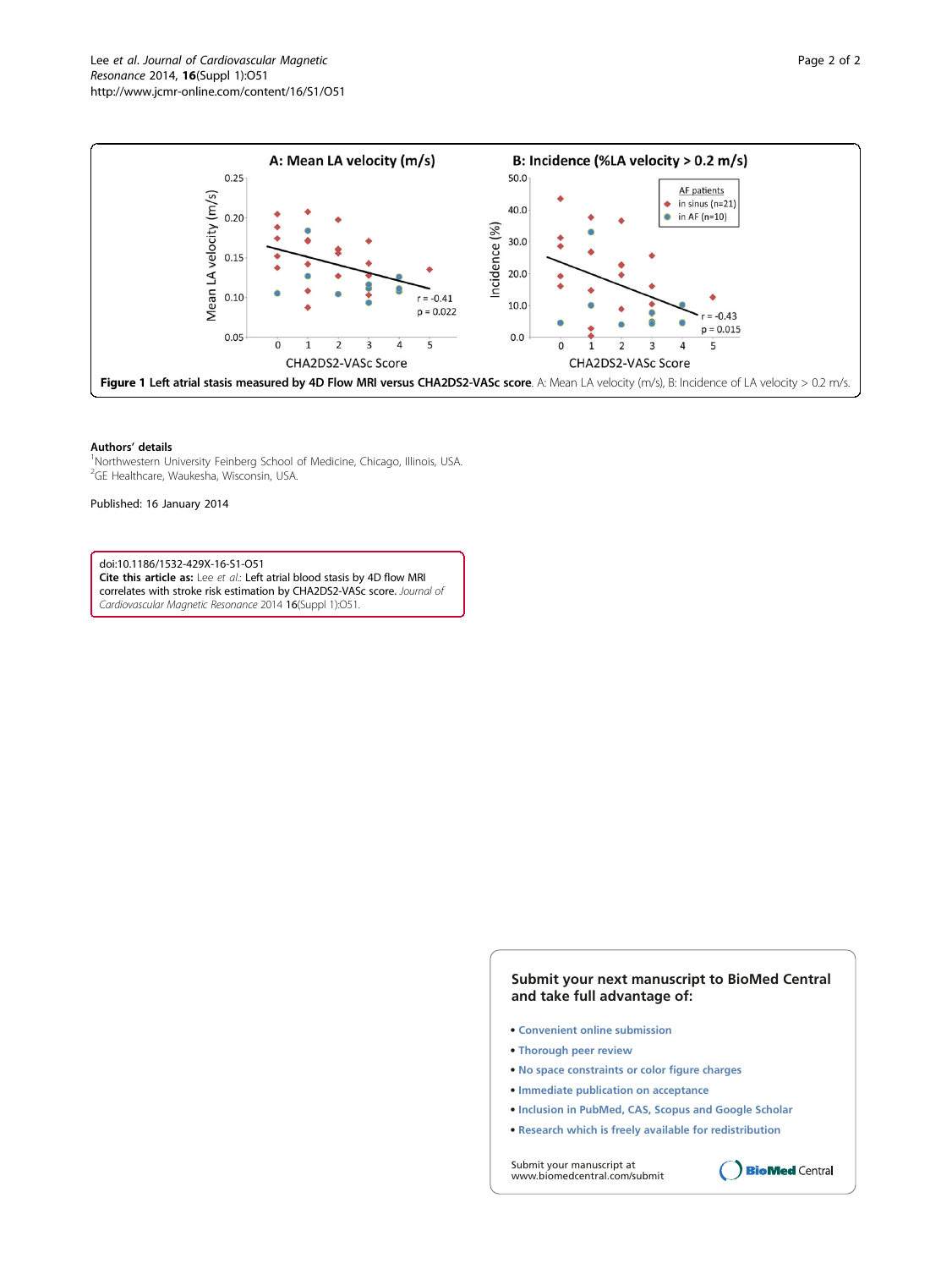A: Mean LA velocity (m/s)

Mean LA velocity (m/s)

0.25
0.20
0.15
0.10
0.05

0 1 2 3 4 5

r = -0.41
p = 0.022

CHA2DS2-VASc Score

B: Incidence (%LA velocity > 0.2 m/s)

Incidence (%)

50.0
40.0
30.0
20.0
10.0
0.0

0 1 2 3 4 5

AF patients
in sinus (n=21)
in AF (n=10)

r = -0.43
p = 0.015

CHA2DS2-VASc Score

**Figure 1 Left atrial stasis measured by 4D Flow MRI versus CHA2DS2-VASc score**. A: Mean LA velocity (m/s), B: Incidence of LA velocity > 0.2 m/s.

**Authors' details**

[1]Northwestern University Feinberg School of Medicine, Chicago, Illinois, USA.
[2]GE Healthcare, Waukesha, Wisconsin, USA.

Published: 16 January 2014

doi:10.1186/1532-429X-16-S1-O51
**Cite this article as:** Lee *et al.*: Left atrial blood stasis by 4D flow MRI correlates with stroke risk estimation by CHA2DS2-VASc score. *Journal of Cardiovascular Magnetic Resonance* 2014 **16**(Suppl 1):O51.

**Submit your next manuscript to BioMed Central and take full advantage of:**

- Convenient online submission
- Thorough peer review
- No space constraints or color figure charges
- Immediate publication on acceptance
- Inclusion in PubMed, CAS, Scopus and Google Scholar
- Research which is freely available for redistribution

Submit your manuscript at
www.biomedcentral.com/submit

BioMed Central